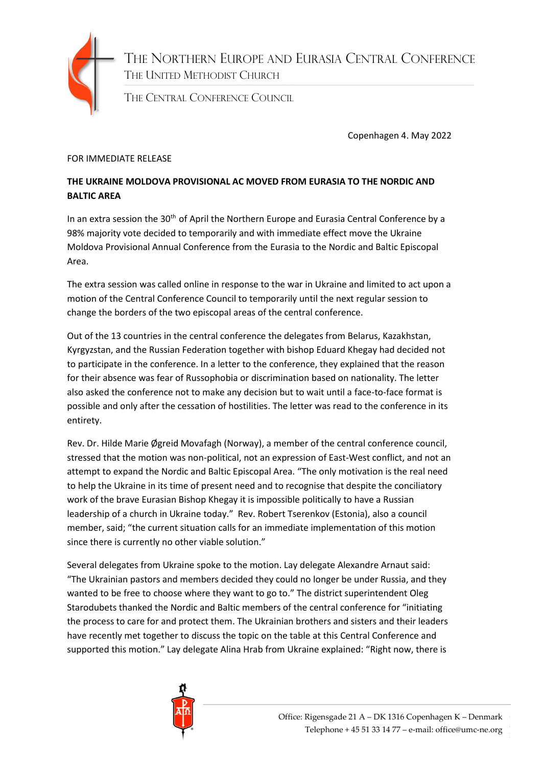# The Northern Europe and Eurasia Central Conference

The United Methodist Church

The Central Conference Council

Copenhagen 4. May 2022

FOR IMMEDIATE RELEASE

**THE UKRAINE MOLDOVA PROVISIONAL AC MOVED FROM EURASIA TO THE NORDIC AND BALTIC AREA**

In an extra session the 30th of April the Northern Europe and Eurasia Central Conference by a 98% majority vote decided to temporarily and with immediate effect move the Ukraine Moldova Provisional Annual Conference from the Eurasia to the Nordic and Baltic Episcopal Area.

The extra session was called online in response to the war in Ukraine and limited to act upon a motion of the Central Conference Council to temporarily until the next regular session to change the borders of the two episcopal areas of the central conference.

Out of the 13 countries in the central conference the delegates from Belarus, Kazakhstan, Kyrgyzstan, and the Russian Federation together with bishop Eduard Khegay had decided not to participate in the conference. In a letter to the conference, they explained that the reason for their absence was fear of Russophobia or discrimination based on nationality. The letter also asked the conference not to make any decision but to wait until a face-to-face format is possible and only after the cessation of hostilities. The letter was read to the conference in its entirety.

Rev. Dr. Hilde Marie Øgreid Movafagh (Norway), a member of the central conference council, stressed that the motion was non-political, not an expression of East-West conflict, and not an attempt to expand the Nordic and Baltic Episcopal Area. "The only motivation is the real need to help the Ukraine in its time of present need and to recognise that despite the conciliatory work of the brave Eurasian Bishop Khegay it is impossible politically to have a Russian leadership of a church in Ukraine today." Rev. Robert Tserenkov (Estonia), also a council member, said; "the current situation calls for an immediate implementation of this motion since there is currently no other viable solution."

Several delegates from Ukraine spoke to the motion. Lay delegate Alexandre Arnaut said: "The Ukrainian pastors and members decided they could no longer be under Russia, and they wanted to be free to choose where they want to go to." The district superintendent Oleg Starodubets thanked the Nordic and Baltic members of the central conference for "initiating the process to care for and protect them. The Ukrainian brothers and sisters and their leaders have recently met together to discuss the topic on the table at this Central Conference and supported this motion." Lay delegate Alina Hrab from Ukraine explained: "Right now, there is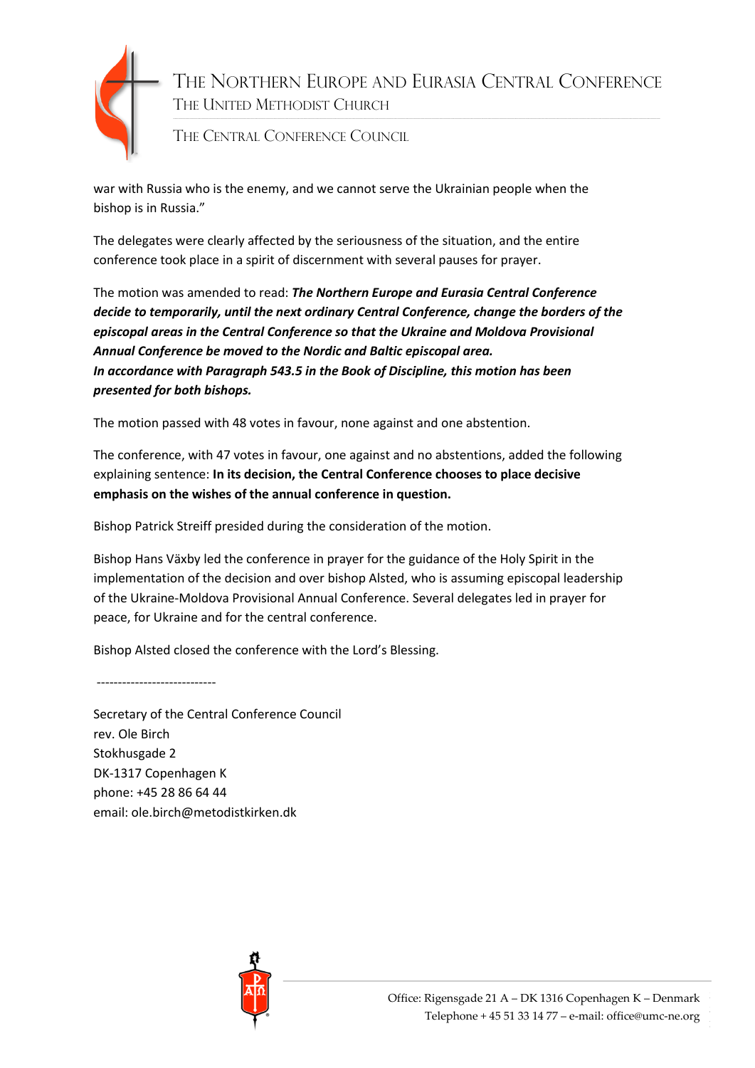war with Russia who is the enemy, and we cannot serve the Ukrainian people when the bishop is in Russia."

The delegates were clearly affected by the seriousness of the situation, and the entire conference took place in a spirit of discernment with several pauses for prayer.

The motion was amended to read: ***The Northern Europe and Eurasia Central Conference decide to temporarily, until the next ordinary Central Conference, change the borders of the episcopal areas in the Central Conference so that the Ukraine and Moldova Provisional Annual Conference be moved to the Nordic and Baltic episcopal area.***
***In accordance with Paragraph 543.5 in the Book of Discipline, this motion has been presented for both bishops.***

The motion passed with 48 votes in favour, none against and one abstention.

The conference, with 47 votes in favour, one against and no abstentions, added the following explaining sentence: **In its decision, the Central Conference chooses to place decisive emphasis on the wishes of the annual conference in question.**

Bishop Patrick Streiff presided during the consideration of the motion.

Bishop Hans Växby led the conference in prayer for the guidance of the Holy Spirit in the implementation of the decision and over bishop Alsted, who is assuming episcopal leadership of the Ukraine-Moldova Provisional Annual Conference. Several delegates led in prayer for peace, for Ukraine and for the central conference.

Bishop Alsted closed the conference with the Lord's Blessing.

----------------------------

Secretary of the Central Conference Council
rev. Ole Birch
Stokhusgade 2
DK-1317 Copenhagen K
phone: +45 28 86 64 44
email: ole.birch@metodistkirken.dk